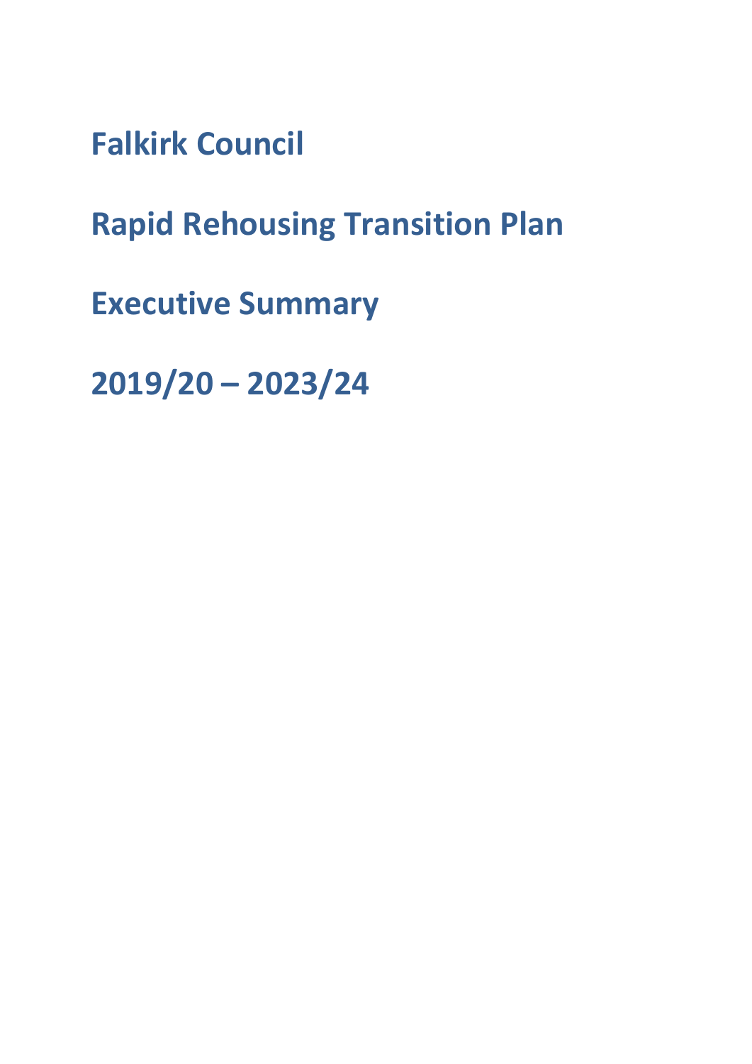# Falkirk Council

# Rapid Rehousing Transition Plan

# Executive Summary

# 2019/20 – 2023/24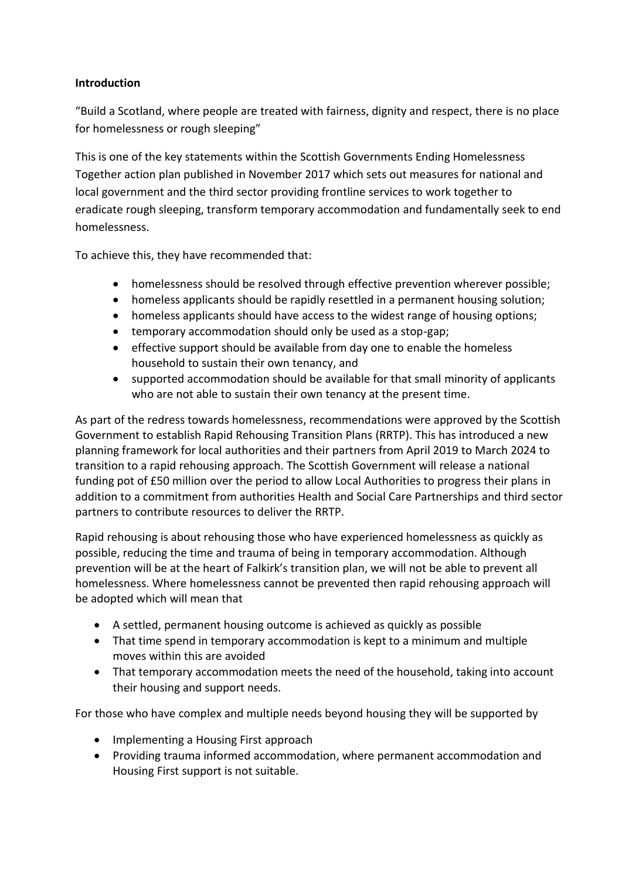**Introduction**

"Build a Scotland, where people are treated with fairness, dignity and respect, there is no place for homelessness or rough sleeping"

This is one of the key statements within the Scottish Governments Ending Homelessness Together action plan published in November 2017 which sets out measures for national and local government and the third sector providing frontline services to work together to eradicate rough sleeping, transform temporary accommodation and fundamentally seek to end homelessness.

To achieve this, they have recommended that:

- homelessness should be resolved through effective prevention wherever possible;
- homeless applicants should be rapidly resettled in a permanent housing solution;
- homeless applicants should have access to the widest range of housing options;
- temporary accommodation should only be used as a stop-gap;
- effective support should be available from day one to enable the homeless household to sustain their own tenancy, and
- supported accommodation should be available for that small minority of applicants who are not able to sustain their own tenancy at the present time.

As part of the redress towards homelessness, recommendations were approved by the Scottish Government to establish Rapid Rehousing Transition Plans (RRTP). This has introduced a new planning framework for local authorities and their partners from April 2019 to March 2024 to transition to a rapid rehousing approach. The Scottish Government will release a national funding pot of £50 million over the period to allow Local Authorities to progress their plans in addition to a commitment from authorities Health and Social Care Partnerships and third sector partners to contribute resources to deliver the RRTP.

Rapid rehousing is about rehousing those who have experienced homelessness as quickly as possible, reducing the time and trauma of being in temporary accommodation. Although prevention will be at the heart of Falkirk's transition plan, we will not be able to prevent all homelessness. Where homelessness cannot be prevented then rapid rehousing approach will be adopted which will mean that

- A settled, permanent housing outcome is achieved as quickly as possible
- That time spend in temporary accommodation is kept to a minimum and multiple moves within this are avoided
- That temporary accommodation meets the need of the household, taking into account their housing and support needs.

For those who have complex and multiple needs beyond housing they will be supported by

- Implementing a Housing First approach
- Providing trauma informed accommodation, where permanent accommodation and Housing First support is not suitable.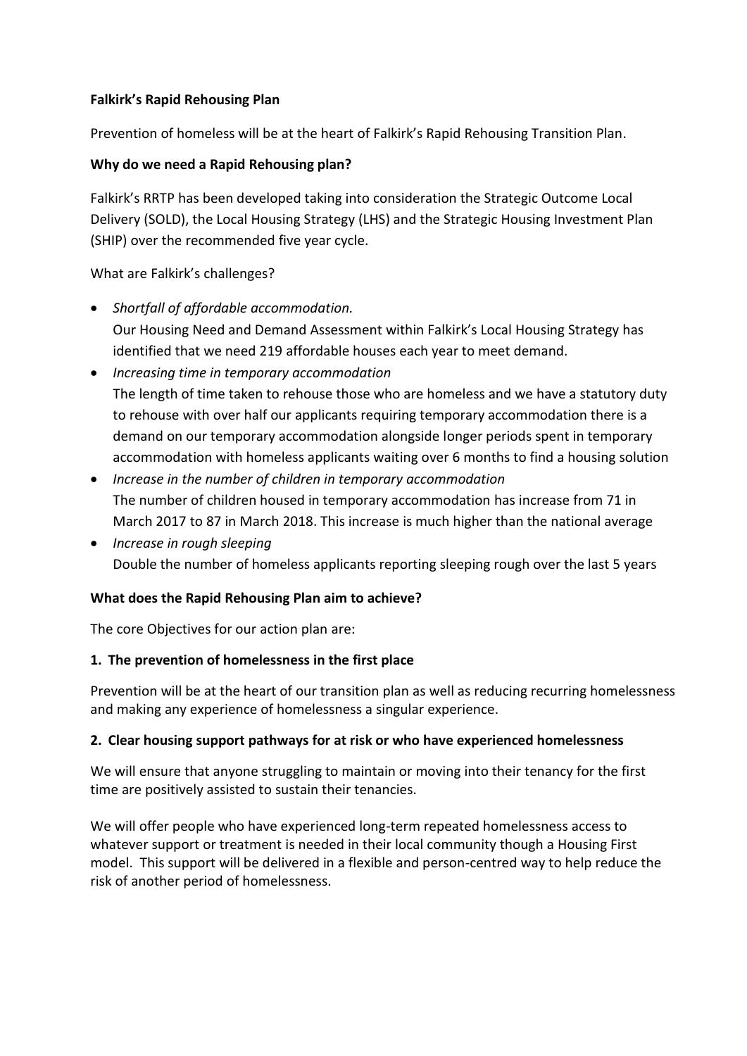**Falkirk's Rapid Rehousing Plan**

Prevention of homeless will be at the heart of Falkirk's Rapid Rehousing Transition Plan.

**Why do we need a Rapid Rehousing plan?**

Falkirk's RRTP has been developed taking into consideration the Strategic Outcome Local Delivery (SOLD), the Local Housing Strategy (LHS) and the Strategic Housing Investment Plan (SHIP) over the recommended five year cycle.

What are Falkirk's challenges?

- *Shortfall of affordable accommodation.*
  Our Housing Need and Demand Assessment within Falkirk's Local Housing Strategy has identified that we need 219 affordable houses each year to meet demand.
- *Increasing time in temporary accommodation*
  The length of time taken to rehouse those who are homeless and we have a statutory duty to rehouse with over half our applicants requiring temporary accommodation there is a demand on our temporary accommodation alongside longer periods spent in temporary accommodation with homeless applicants waiting over 6 months to find a housing solution
- *Increase in the number of children in temporary accommodation*
  The number of children housed in temporary accommodation has increase from 71 in March 2017 to 87 in March 2018. This increase is much higher than the national average
- *Increase in rough sleeping*
  Double the number of homeless applicants reporting sleeping rough over the last 5 years

**What does the Rapid Rehousing Plan aim to achieve?**

The core Objectives for our action plan are:

**1. The prevention of homelessness in the first place**

Prevention will be at the heart of our transition plan as well as reducing recurring homelessness and making any experience of homelessness a singular experience.

**2. Clear housing support pathways for at risk or who have experienced homelessness**

We will ensure that anyone struggling to maintain or moving into their tenancy for the first time are positively assisted to sustain their tenancies.

We will offer people who have experienced long-term repeated homelessness access to whatever support or treatment is needed in their local community though a Housing First model. This support will be delivered in a flexible and person-centred way to help reduce the risk of another period of homelessness.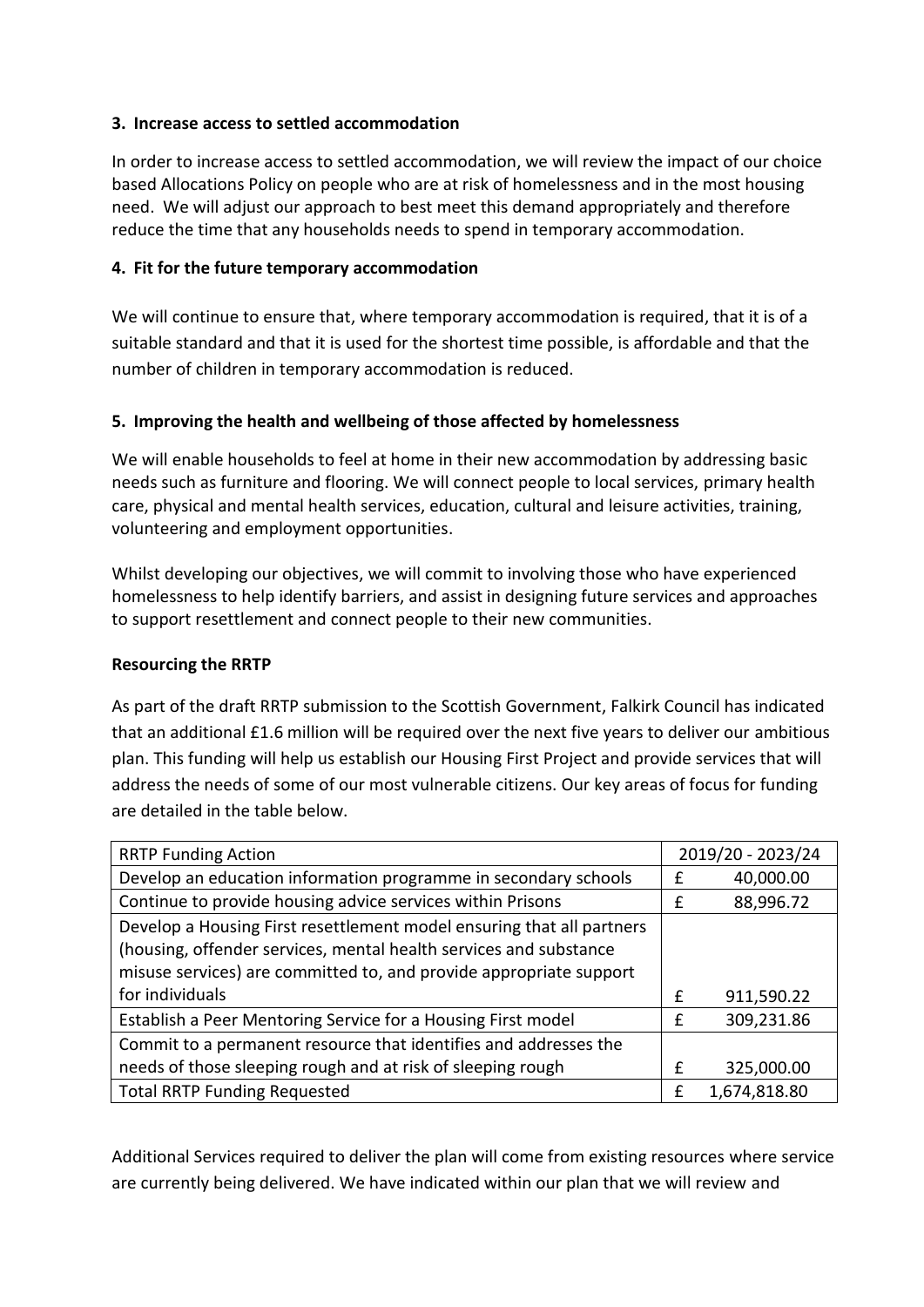**3. Increase access to settled accommodation**

In order to increase access to settled accommodation, we will review the impact of our choice based Allocations Policy on people who are at risk of homelessness and in the most housing need. We will adjust our approach to best meet this demand appropriately and therefore reduce the time that any households needs to spend in temporary accommodation.

**4. Fit for the future temporary accommodation**

We will continue to ensure that, where temporary accommodation is required, that it is of a suitable standard and that it is used for the shortest time possible, is affordable and that the number of children in temporary accommodation is reduced.

**5. Improving the health and wellbeing of those affected by homelessness**

We will enable households to feel at home in their new accommodation by addressing basic needs such as furniture and flooring. We will connect people to local services, primary health care, physical and mental health services, education, cultural and leisure activities, training, volunteering and employment opportunities.

Whilst developing our objectives, we will commit to involving those who have experienced homelessness to help identify barriers, and assist in designing future services and approaches to support resettlement and connect people to their new communities.

**Resourcing the RRTP**

As part of the draft RRTP submission to the Scottish Government, Falkirk Council has indicated that an additional £1.6 million will be required over the next five years to deliver our ambitious plan. This funding will help us establish our Housing First Project and provide services that will address the needs of some of our most vulnerable citizens. Our key areas of focus for funding are detailed in the table below.

| RRTP Funding Action | 2019/20 - 2023/24 | |
|---|---|---|
| Develop an education information programme in secondary schools | £ | 40,000.00 |
| Continue to provide housing advice services within Prisons | £ | 88,996.72 |
| Develop a Housing First resettlement model ensuring that all partners (housing, offender services, mental health services and substance misuse services) are committed to, and provide appropriate support for individuals | £ | 911,590.22 |
| Establish a Peer Mentoring Service for a Housing First model | £ | 309,231.86 |
| Commit to a permanent resource that identifies and addresses the needs of those sleeping rough and at risk of sleeping rough | £ | 325,000.00 |
| Total RRTP Funding Requested | £ | 1,674,818.80 |

Additional Services required to deliver the plan will come from existing resources where service are currently being delivered. We have indicated within our plan that we will review and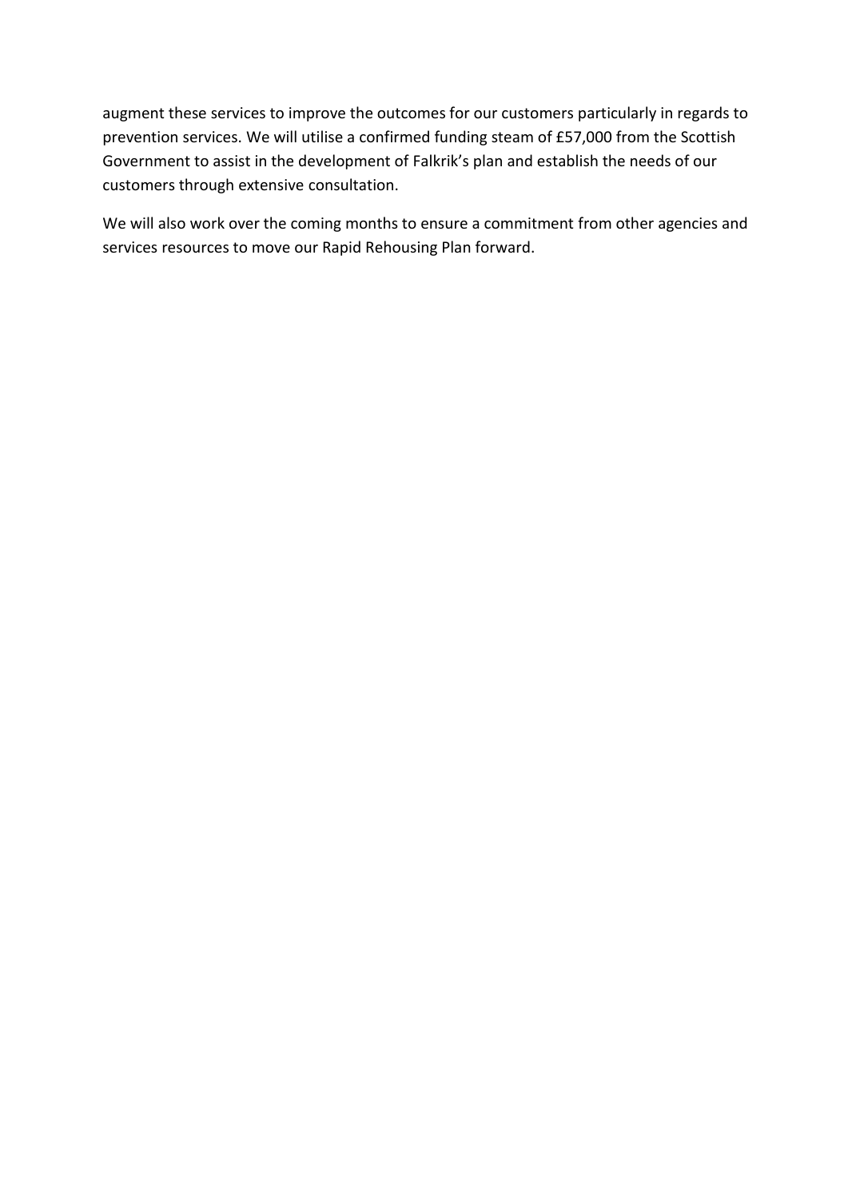augment these services to improve the outcomes for our customers particularly in regards to prevention services. We will utilise a confirmed funding steam of £57,000 from the Scottish Government to assist in the development of Falkrik's plan and establish the needs of our customers through extensive consultation.

We will also work over the coming months to ensure a commitment from other agencies and services resources to move our Rapid Rehousing Plan forward.